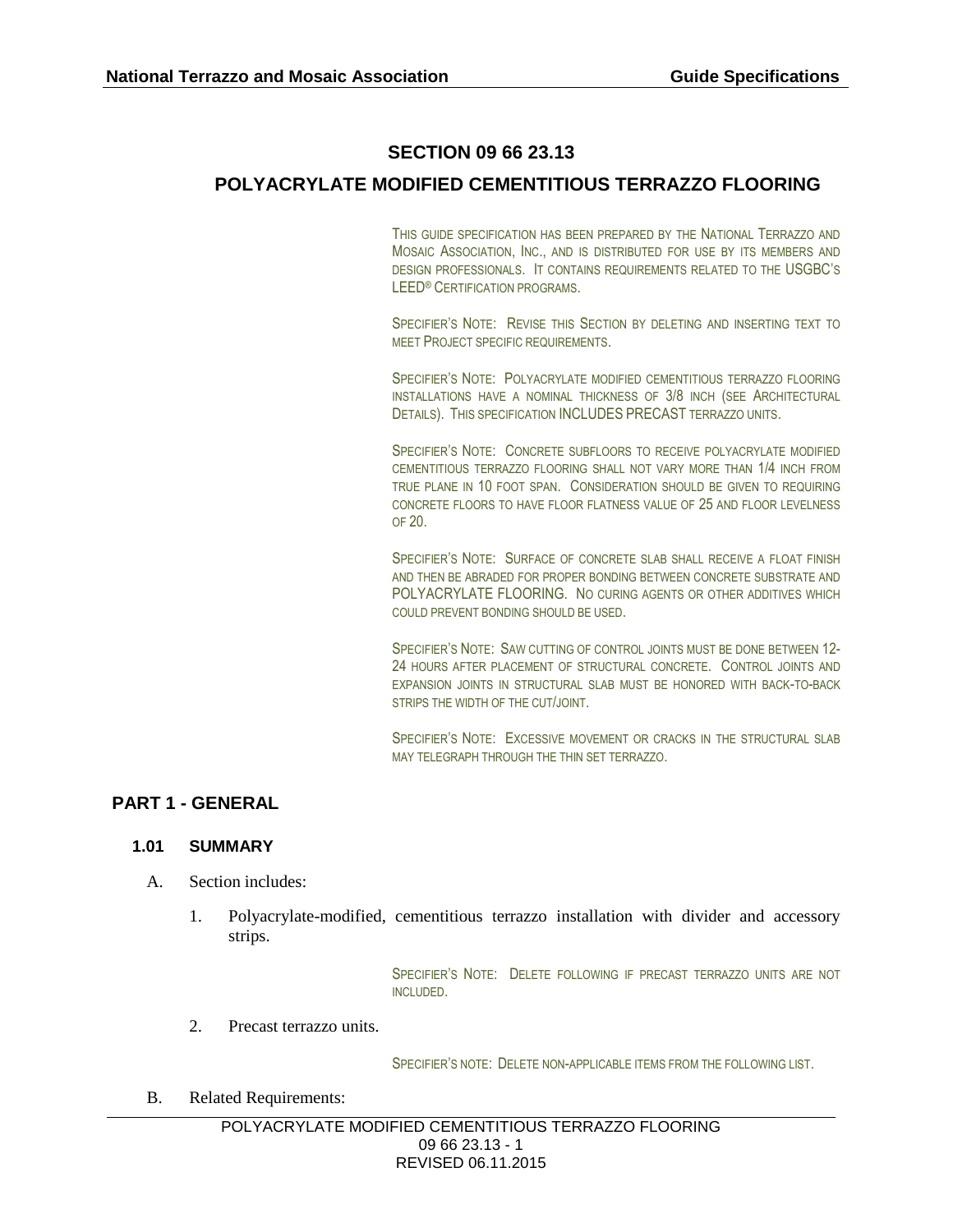# SECTION 09 66 23.13

## POLYACRYLATE MODIFIED CEMENTITIOUS TERRAZZO FLOORING

THIS GUIDE SPECIFICATION HAS BEEN PREPARED BY THE NATIONAL TERRAZZO AND MOSAIC ASSOCIATION, INC., AND IS DISTRIBUTED FOR USE BY ITS MEMBERS AND DESIGN PROFESSIONALS. IT CONTAINS REQUIREMENTS RELATED TO THE USGBC'S LEED® CERTIFICATION PROGRAMS.

SPECIFIER'S NOTE: REVISE THIS SECTION BY DELETING AND INSERTING TEXT TO MEET PROJECT SPECIFIC REQUIREMENTS.

SPECIFIER'S NOTE: POLYACRYLATE MODIFIED CEMENTITIOUS TERRAZZO FLOORING INSTALLATIONS HAVE A NOMINAL THICKNESS OF 3/8 INCH (SEE ARCHITECTURAL DETAILS). THIS SPECIFICATION INCLUDES PRECAST TERRAZZO UNITS.

SPECIFIER'S NOTE: CONCRETE SUBFLOORS TO RECEIVE POLYACRYLATE MODIFIED CEMENTITIOUS TERRAZZO FLOORING SHALL NOT VARY MORE THAN 1/4 INCH FROM TRUE PLANE IN 10 FOOT SPAN. CONSIDERATION SHOULD BE GIVEN TO REQUIRING CONCRETE FLOORS TO HAVE FLOOR FLATNESS VALUE OF 25 AND FLOOR LEVELNESS OF 20.

SPECIFIER'S NOTE: SURFACE OF CONCRETE SLAB SHALL RECEIVE A FLOAT FINISH AND THEN BE ABRADED FOR PROPER BONDING BETWEEN CONCRETE SUBSTRATE AND POLYACRYLATE FLOORING. NO CURING AGENTS OR OTHER ADDITIVES WHICH COULD PREVENT BONDING SHOULD BE USED.

SPECIFIER'S NOTE: SAW CUTTING OF CONTROL JOINTS MUST BE DONE BETWEEN 12-24 HOURS AFTER PLACEMENT OF STRUCTURAL CONCRETE. CONTROL JOINTS AND EXPANSION JOINTS IN STRUCTURAL SLAB MUST BE HONORED WITH BACK-TO-BACK STRIPS THE WIDTH OF THE CUT/JOINT.

SPECIFIER'S NOTE: EXCESSIVE MOVEMENT OR CRACKS IN THE STRUCTURAL SLAB MAY TELEGRAPH THROUGH THE THIN SET TERRAZZO.

## PART 1 - GENERAL

### 1.01 SUMMARY

A. Section includes:

1. Polyacrylate-modified, cementitious terrazzo installation with divider and accessory strips.

SPECIFIER'S NOTE: DELETE FOLLOWING IF PRECAST TERRAZZO UNITS ARE NOT INCLUDED.

2. Precast terrazzo units.

SPECIFIER'S NOTE: DELETE NON-APPLICABLE ITEMS FROM THE FOLLOWING LIST.

B. Related Requirements: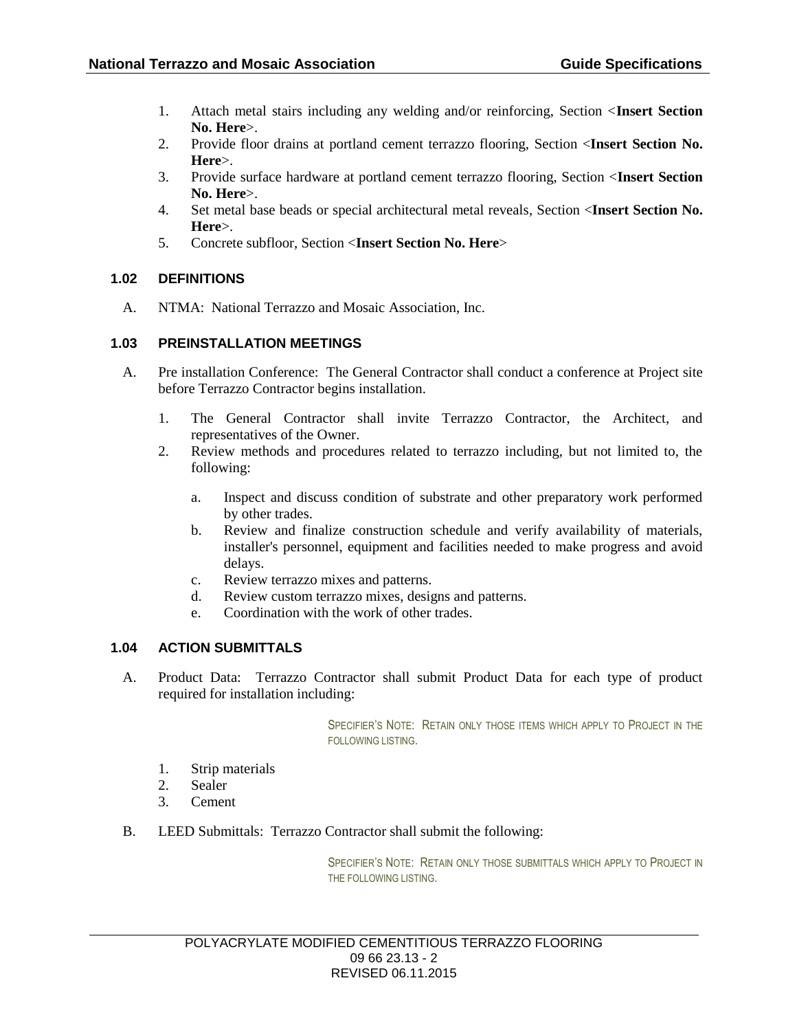1. Attach metal stairs including any welding and/or reinforcing, Section <**Insert Section No. Here**>.
2. Provide floor drains at portland cement terrazzo flooring, Section <**Insert Section No. Here**>.
3. Provide surface hardware at portland cement terrazzo flooring, Section <**Insert Section No. Here**>.
4. Set metal base beads or special architectural metal reveals, Section <**Insert Section No. Here**>.
5. Concrete subfloor, Section <**Insert Section No. Here**>

### 1.02 DEFINITIONS

A. NTMA: National Terrazzo and Mosaic Association, Inc.

### 1.03 PREINSTALLATION MEETINGS

A. Pre installation Conference: The General Contractor shall conduct a conference at Project site before Terrazzo Contractor begins installation.

1. The General Contractor shall invite Terrazzo Contractor, the Architect, and representatives of the Owner.
2. Review methods and procedures related to terrazzo including, but not limited to, the following:

    a. Inspect and discuss condition of substrate and other preparatory work performed by other trades.
    b. Review and finalize construction schedule and verify availability of materials, installer's personnel, equipment and facilities needed to make progress and avoid delays.
    c. Review terrazzo mixes and patterns.
    d. Review custom terrazzo mixes, designs and patterns.
    e. Coordination with the work of other trades.

### 1.04 ACTION SUBMITTALS

A. Product Data: Terrazzo Contractor shall submit Product Data for each type of product required for installation including:

SPECIFIER'S NOTE: RETAIN ONLY THOSE ITEMS WHICH APPLY TO PROJECT IN THE FOLLOWING LISTING.

1. Strip materials
2. Sealer
3. Cement

B. LEED Submittals: Terrazzo Contractor shall submit the following:

SPECIFIER'S NOTE: RETAIN ONLY THOSE SUBMITTALS WHICH APPLY TO PROJECT IN THE FOLLOWING LISTING.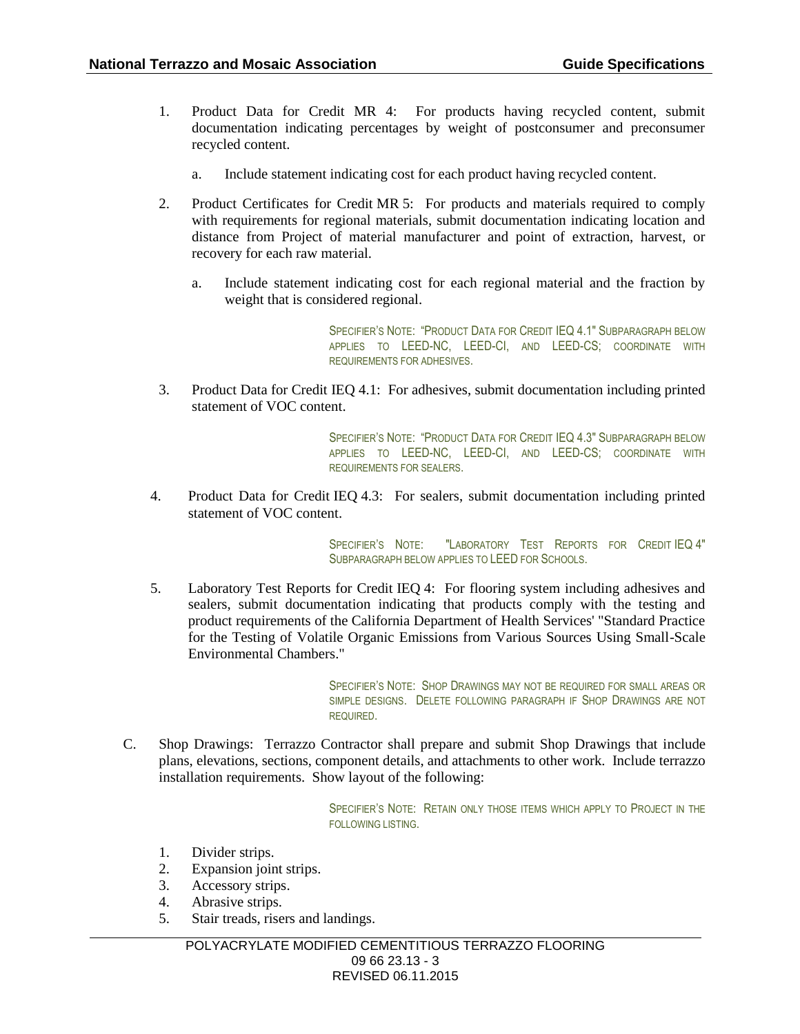1. Product Data for Credit MR 4: For products having recycled content, submit documentation indicating percentages by weight of postconsumer and preconsumer recycled content.

    a. Include statement indicating cost for each product having recycled content.

2. Product Certificates for Credit MR 5: For products and materials required to comply with requirements for regional materials, submit documentation indicating location and distance from Project of material manufacturer and point of extraction, harvest, or recovery for each raw material.

    a. Include statement indicating cost for each regional material and the fraction by weight that is considered regional.

> SPECIFIER'S NOTE: "PRODUCT DATA FOR CREDIT IEQ 4.1" SUBPARAGRAPH BELOW APPLIES TO LEED-NC, LEED-CI, AND LEED-CS; COORDINATE WITH REQUIREMENTS FOR ADHESIVES.

3. Product Data for Credit IEQ 4.1: For adhesives, submit documentation including printed statement of VOC content.

> SPECIFIER'S NOTE: "PRODUCT DATA FOR CREDIT IEQ 4.3" SUBPARAGRAPH BELOW APPLIES TO LEED-NC, LEED-CI, AND LEED-CS; COORDINATE WITH REQUIREMENTS FOR SEALERS.

4. Product Data for Credit IEQ 4.3: For sealers, submit documentation including printed statement of VOC content.

> SPECIFIER'S NOTE: "LABORATORY TEST REPORTS FOR CREDIT IEQ 4" SUBPARAGRAPH BELOW APPLIES TO LEED FOR SCHOOLS.

5. Laboratory Test Reports for Credit IEQ 4: For flooring system including adhesives and sealers, submit documentation indicating that products comply with the testing and product requirements of the California Department of Health Services' "Standard Practice for the Testing of Volatile Organic Emissions from Various Sources Using Small-Scale Environmental Chambers."

> SPECIFIER'S NOTE: SHOP DRAWINGS MAY NOT BE REQUIRED FOR SMALL AREAS OR SIMPLE DESIGNS. DELETE FOLLOWING PARAGRAPH IF SHOP DRAWINGS ARE NOT REQUIRED.

C. Shop Drawings: Terrazzo Contractor shall prepare and submit Shop Drawings that include plans, elevations, sections, component details, and attachments to other work. Include terrazzo installation requirements. Show layout of the following:

> SPECIFIER'S NOTE: RETAIN ONLY THOSE ITEMS WHICH APPLY TO PROJECT IN THE FOLLOWING LISTING.

1. Divider strips.
2. Expansion joint strips.
3. Accessory strips.
4. Abrasive strips.
5. Stair treads, risers and landings.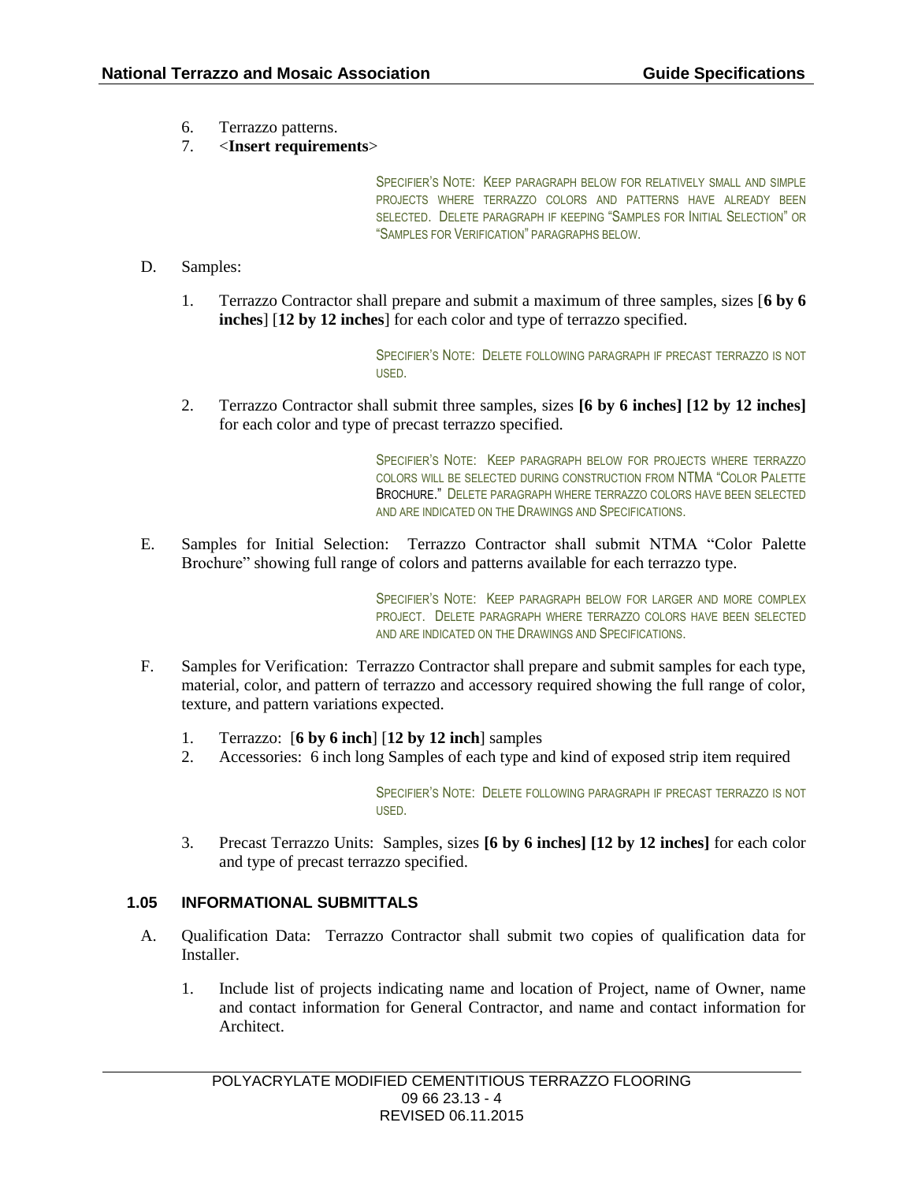6. Terrazzo patterns.
7. <**Insert requirements**>

SPECIFIER'S NOTE: KEEP PARAGRAPH BELOW FOR RELATIVELY SMALL AND SIMPLE PROJECTS WHERE TERRAZZO COLORS AND PATTERNS HAVE ALREADY BEEN SELECTED. DELETE PARAGRAPH IF KEEPING "SAMPLES FOR INITIAL SELECTION" OR "SAMPLES FOR VERIFICATION" PARAGRAPHS BELOW.

D. Samples:

1. Terrazzo Contractor shall prepare and submit a maximum of three samples, sizes [**6 by 6 inches**] [**12 by 12 inches**] for each color and type of terrazzo specified.

SPECIFIER'S NOTE: DELETE FOLLOWING PARAGRAPH IF PRECAST TERRAZZO IS NOT USED.

2. Terrazzo Contractor shall submit three samples, sizes **[6 by 6 inches] [12 by 12 inches]** for each color and type of precast terrazzo specified.

SPECIFIER'S NOTE: KEEP PARAGRAPH BELOW FOR PROJECTS WHERE TERRAZZO COLORS WILL BE SELECTED DURING CONSTRUCTION FROM NTMA "COLOR PALETTE BROCHURE." DELETE PARAGRAPH WHERE TERRAZZO COLORS HAVE BEEN SELECTED AND ARE INDICATED ON THE DRAWINGS AND SPECIFICATIONS.

E. Samples for Initial Selection: Terrazzo Contractor shall submit NTMA "Color Palette Brochure" showing full range of colors and patterns available for each terrazzo type.

SPECIFIER'S NOTE: KEEP PARAGRAPH BELOW FOR LARGER AND MORE COMPLEX PROJECT. DELETE PARAGRAPH WHERE TERRAZZO COLORS HAVE BEEN SELECTED AND ARE INDICATED ON THE DRAWINGS AND SPECIFICATIONS.

F. Samples for Verification: Terrazzo Contractor shall prepare and submit samples for each type, material, color, and pattern of terrazzo and accessory required showing the full range of color, texture, and pattern variations expected.

1. Terrazzo: [**6 by 6 inch**] [**12 by 12 inch**] samples
2. Accessories: 6 inch long Samples of each type and kind of exposed strip item required

SPECIFIER'S NOTE: DELETE FOLLOWING PARAGRAPH IF PRECAST TERRAZZO IS NOT USED.

3. Precast Terrazzo Units: Samples, sizes **[6 by 6 inches] [12 by 12 inches]** for each color and type of precast terrazzo specified.

### 1.05 INFORMATIONAL SUBMITTALS

A. Qualification Data: Terrazzo Contractor shall submit two copies of qualification data for Installer.

1. Include list of projects indicating name and location of Project, name of Owner, name and contact information for General Contractor, and name and contact information for Architect.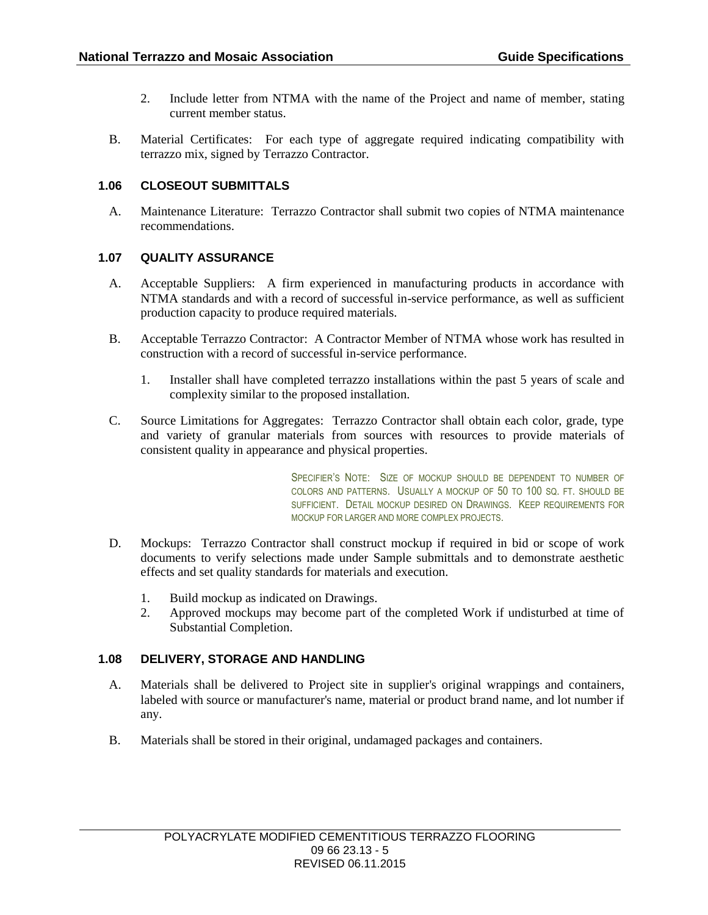2. Include letter from NTMA with the name of the Project and name of member, stating current member status.

B. Material Certificates: For each type of aggregate required indicating compatibility with terrazzo mix, signed by Terrazzo Contractor.

### 1.06 CLOSEOUT SUBMITTALS

A. Maintenance Literature: Terrazzo Contractor shall submit two copies of NTMA maintenance recommendations.

### 1.07 QUALITY ASSURANCE

A. Acceptable Suppliers: A firm experienced in manufacturing products in accordance with NTMA standards and with a record of successful in-service performance, as well as sufficient production capacity to produce required materials.

B. Acceptable Terrazzo Contractor: A Contractor Member of NTMA whose work has resulted in construction with a record of successful in-service performance.

1. Installer shall have completed terrazzo installations within the past 5 years of scale and complexity similar to the proposed installation.

C. Source Limitations for Aggregates: Terrazzo Contractor shall obtain each color, grade, type and variety of granular materials from sources with resources to provide materials of consistent quality in appearance and physical properties.

SPECIFIER'S NOTE: SIZE OF MOCKUP SHOULD BE DEPENDENT TO NUMBER OF COLORS AND PATTERNS. USUALLY A MOCKUP OF 50 TO 100 SQ. FT. SHOULD BE SUFFICIENT. DETAIL MOCKUP DESIRED ON DRAWINGS. KEEP REQUIREMENTS FOR MOCKUP FOR LARGER AND MORE COMPLEX PROJECTS.

D. Mockups: Terrazzo Contractor shall construct mockup if required in bid or scope of work documents to verify selections made under Sample submittals and to demonstrate aesthetic effects and set quality standards for materials and execution.

1. Build mockup as indicated on Drawings.
2. Approved mockups may become part of the completed Work if undisturbed at time of Substantial Completion.

### 1.08 DELIVERY, STORAGE AND HANDLING

A. Materials shall be delivered to Project site in supplier's original wrappings and containers, labeled with source or manufacturer's name, material or product brand name, and lot number if any.

B. Materials shall be stored in their original, undamaged packages and containers.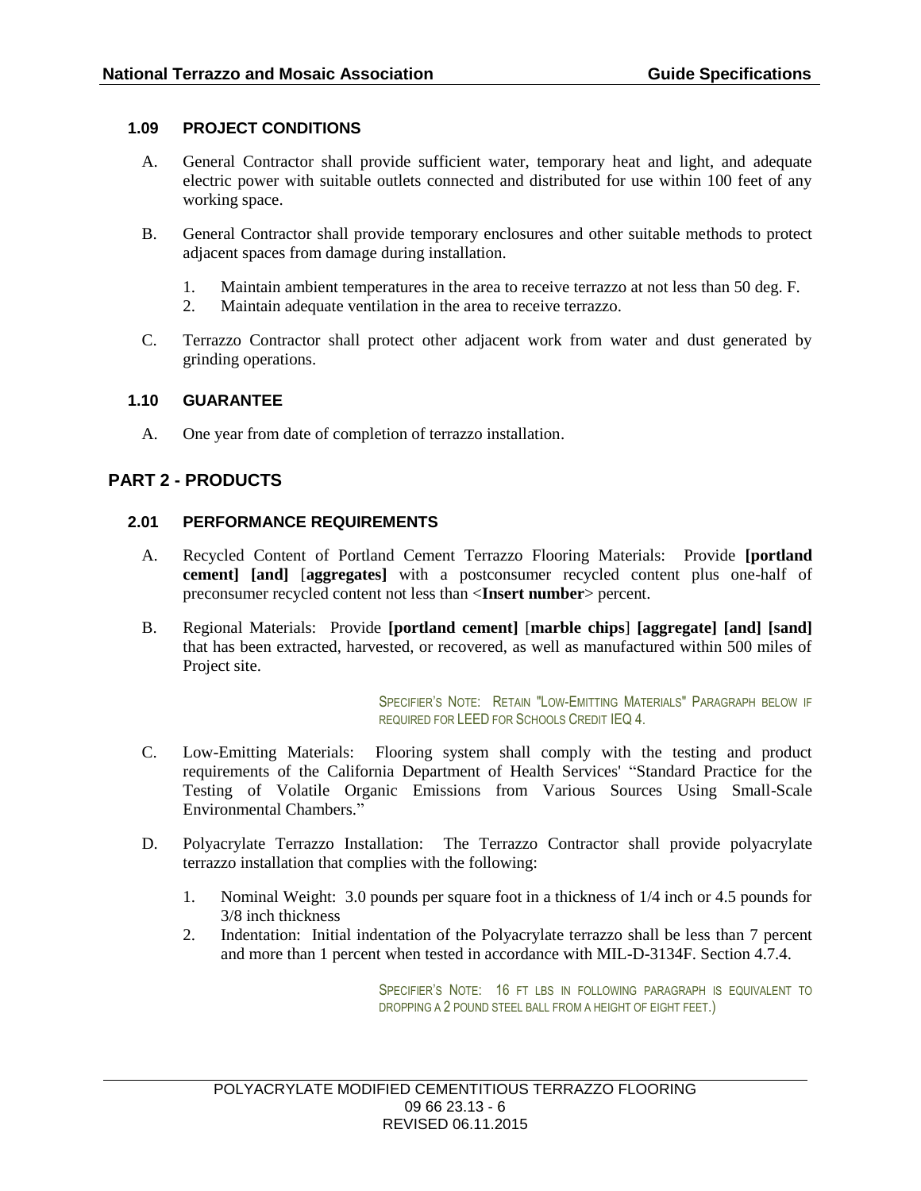### 1.09 PROJECT CONDITIONS

A. General Contractor shall provide sufficient water, temporary heat and light, and adequate electric power with suitable outlets connected and distributed for use within 100 feet of any working space.

B. General Contractor shall provide temporary enclosures and other suitable methods to protect adjacent spaces from damage during installation.

   1. Maintain ambient temperatures in the area to receive terrazzo at not less than 50 deg. F.
   2. Maintain adequate ventilation in the area to receive terrazzo.

C. Terrazzo Contractor shall protect other adjacent work from water and dust generated by grinding operations.

### 1.10 GUARANTEE

A. One year from date of completion of terrazzo installation.

## PART 2 - PRODUCTS

### 2.01 PERFORMANCE REQUIREMENTS

A. Recycled Content of Portland Cement Terrazzo Flooring Materials: Provide **[portland cement] [and]** [**aggregates]** with a postconsumer recycled content plus one-half of preconsumer recycled content not less than <**Insert number**> percent.

B. Regional Materials: Provide **[portland cement]** [**marble chips**] **[aggregate] [and] [sand]** that has been extracted, harvested, or recovered, as well as manufactured within 500 miles of Project site.

SPECIFIER'S NOTE: RETAIN "LOW-EMITTING MATERIALS" PARAGRAPH BELOW IF REQUIRED FOR LEED FOR SCHOOLS CREDIT IEQ 4.

C. Low-Emitting Materials: Flooring system shall comply with the testing and product requirements of the California Department of Health Services' "Standard Practice for the Testing of Volatile Organic Emissions from Various Sources Using Small-Scale Environmental Chambers."

D. Polyacrylate Terrazzo Installation: The Terrazzo Contractor shall provide polyacrylate terrazzo installation that complies with the following:

   1. Nominal Weight: 3.0 pounds per square foot in a thickness of 1/4 inch or 4.5 pounds for 3/8 inch thickness
   2. Indentation: Initial indentation of the Polyacrylate terrazzo shall be less than 7 percent and more than 1 percent when tested in accordance with MIL-D-3134F. Section 4.7.4.

SPECIFIER'S NOTE: 16 FT LBS IN FOLLOWING PARAGRAPH IS EQUIVALENT TO DROPPING A 2 POUND STEEL BALL FROM A HEIGHT OF EIGHT FEET.)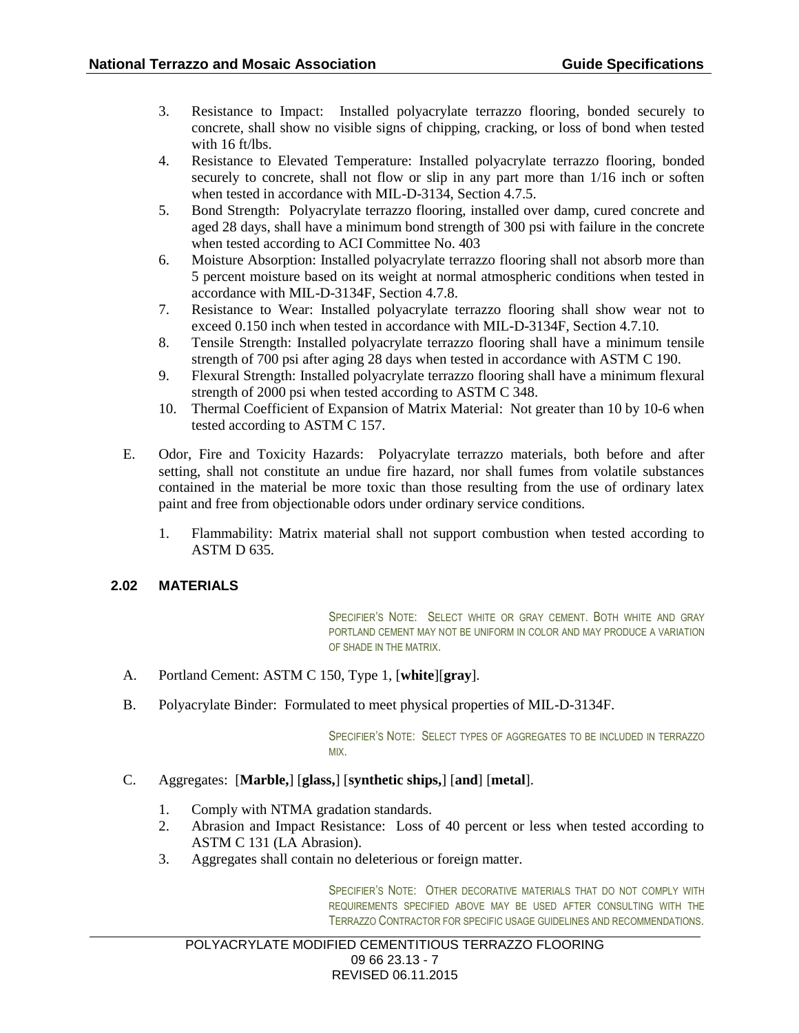3. Resistance to Impact: Installed polyacrylate terrazzo flooring, bonded securely to concrete, shall show no visible signs of chipping, cracking, or loss of bond when tested with 16 ft/lbs.
4. Resistance to Elevated Temperature: Installed polyacrylate terrazzo flooring, bonded securely to concrete, shall not flow or slip in any part more than 1/16 inch or soften when tested in accordance with MIL-D-3134, Section 4.7.5.
5. Bond Strength: Polyacrylate terrazzo flooring, installed over damp, cured concrete and aged 28 days, shall have a minimum bond strength of 300 psi with failure in the concrete when tested according to ACI Committee No. 403
6. Moisture Absorption: Installed polyacrylate terrazzo flooring shall not absorb more than 5 percent moisture based on its weight at normal atmospheric conditions when tested in accordance with MIL-D-3134F, Section 4.7.8.
7. Resistance to Wear: Installed polyacrylate terrazzo flooring shall show wear not to exceed 0.150 inch when tested in accordance with MIL-D-3134F, Section 4.7.10.
8. Tensile Strength: Installed polyacrylate terrazzo flooring shall have a minimum tensile strength of 700 psi after aging 28 days when tested in accordance with ASTM C 190.
9. Flexural Strength: Installed polyacrylate terrazzo flooring shall have a minimum flexural strength of 2000 psi when tested according to ASTM C 348.
10. Thermal Coefficient of Expansion of Matrix Material: Not greater than 10 by 10-6 when tested according to ASTM C 157.

E. Odor, Fire and Toxicity Hazards: Polyacrylate terrazzo materials, both before and after setting, shall not constitute an undue fire hazard, nor shall fumes from volatile substances contained in the material be more toxic than those resulting from the use of ordinary latex paint and free from objectionable odors under ordinary service conditions.

1. Flammability: Matrix material shall not support combustion when tested according to ASTM D 635.

## 2.02 MATERIALS

SPECIFIER'S NOTE: SELECT WHITE OR GRAY CEMENT. BOTH WHITE AND GRAY PORTLAND CEMENT MAY NOT BE UNIFORM IN COLOR AND MAY PRODUCE A VARIATION OF SHADE IN THE MATRIX.

A. Portland Cement: ASTM C 150, Type 1, [**white**][**gray**].

B. Polyacrylate Binder: Formulated to meet physical properties of MIL-D-3134F.

SPECIFIER'S NOTE: SELECT TYPES OF AGGREGATES TO BE INCLUDED IN TERRAZZO MIX.

C. Aggregates: [**Marble,**] [**glass,**] [**synthetic ships,**] [**and**] [**metal**].

1. Comply with NTMA gradation standards.
2. Abrasion and Impact Resistance: Loss of 40 percent or less when tested according to ASTM C 131 (LA Abrasion).
3. Aggregates shall contain no deleterious or foreign matter.

SPECIFIER'S NOTE: OTHER DECORATIVE MATERIALS THAT DO NOT COMPLY WITH REQUIREMENTS SPECIFIED ABOVE MAY BE USED AFTER CONSULTING WITH THE TERRAZZO CONTRACTOR FOR SPECIFIC USAGE GUIDELINES AND RECOMMENDATIONS.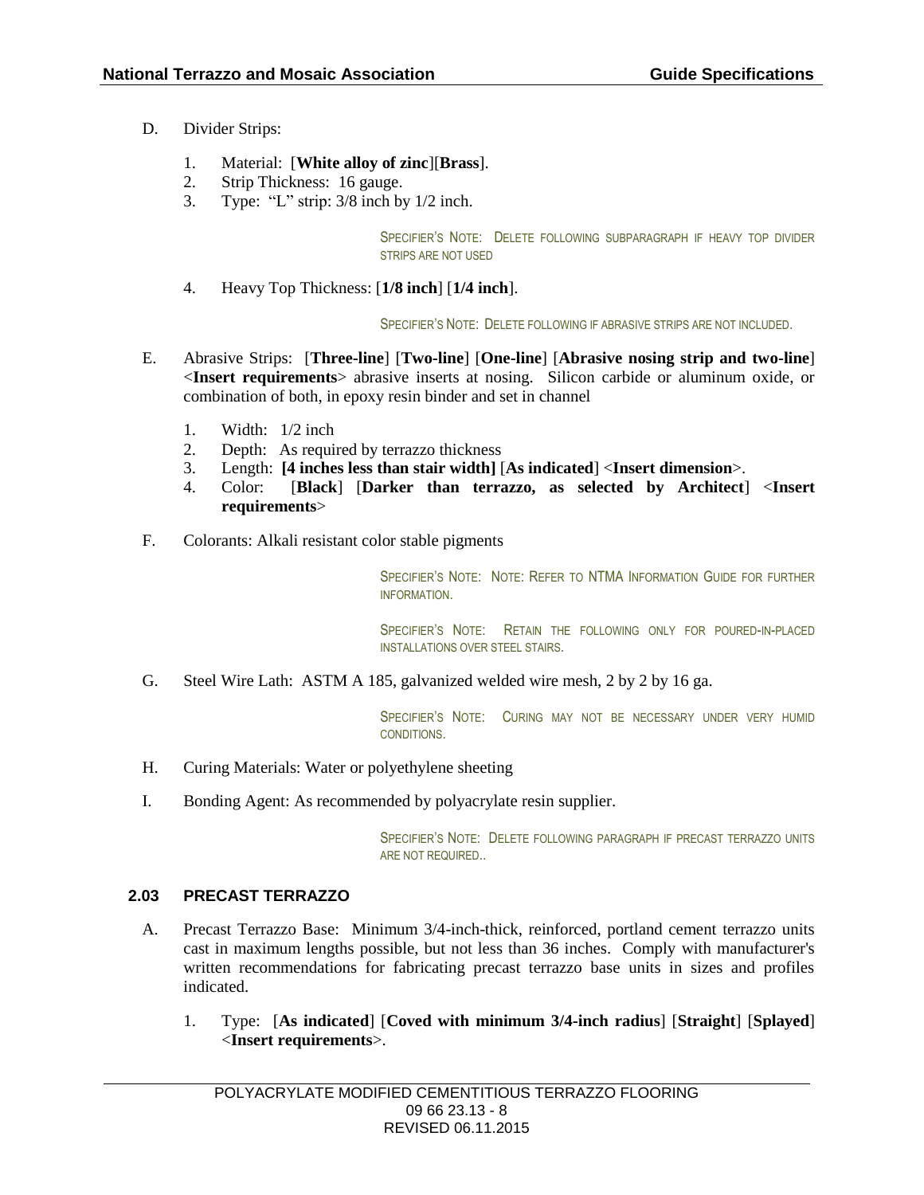D. Divider Strips:

1. Material: [**White alloy of zinc**][**Brass**].
2. Strip Thickness: 16 gauge.
3. Type: "L" strip: 3/8 inch by 1/2 inch.

SPECIFIER'S NOTE: DELETE FOLLOWING SUBPARAGRAPH IF HEAVY TOP DIVIDER STRIPS ARE NOT USED

4. Heavy Top Thickness: [**1/8 inch**] [**1/4 inch**].

SPECIFIER'S NOTE: DELETE FOLLOWING IF ABRASIVE STRIPS ARE NOT INCLUDED.

E. Abrasive Strips: [**Three-line**] [**Two-line**] [**One-line**] [**Abrasive nosing strip and two-line**] <**Insert requirements**> abrasive inserts at nosing. Silicon carbide or aluminum oxide, or combination of both, in epoxy resin binder and set in channel

1. Width: 1/2 inch
2. Depth: As required by terrazzo thickness
3. Length: **[4 inches less than stair width]** [**As indicated**] <**Insert dimension**>.
4. Color: [**Black**] [**Darker than terrazzo, as selected by Architect**] <**Insert requirements**>

F. Colorants: Alkali resistant color stable pigments

SPECIFIER'S NOTE: NOTE: REFER TO NTMA INFORMATION GUIDE FOR FURTHER INFORMATION.

SPECIFIER'S NOTE: RETAIN THE FOLLOWING ONLY FOR POURED-IN-PLACED INSTALLATIONS OVER STEEL STAIRS.

G. Steel Wire Lath: ASTM A 185, galvanized welded wire mesh, 2 by 2 by 16 ga.

SPECIFIER'S NOTE: CURING MAY NOT BE NECESSARY UNDER VERY HUMID CONDITIONS.

H. Curing Materials: Water or polyethylene sheeting

I. Bonding Agent: As recommended by polyacrylate resin supplier.

SPECIFIER'S NOTE: DELETE FOLLOWING PARAGRAPH IF PRECAST TERRAZZO UNITS ARE NOT REQUIRED..

### 2.03 PRECAST TERRAZZO

A. Precast Terrazzo Base: Minimum 3/4-inch-thick, reinforced, portland cement terrazzo units cast in maximum lengths possible, but not less than 36 inches. Comply with manufacturer's written recommendations for fabricating precast terrazzo base units in sizes and profiles indicated.

1. Type: [**As indicated**] [**Coved with minimum 3/4-inch radius**] [**Straight**] [**Splayed**] <**Insert requirements**>.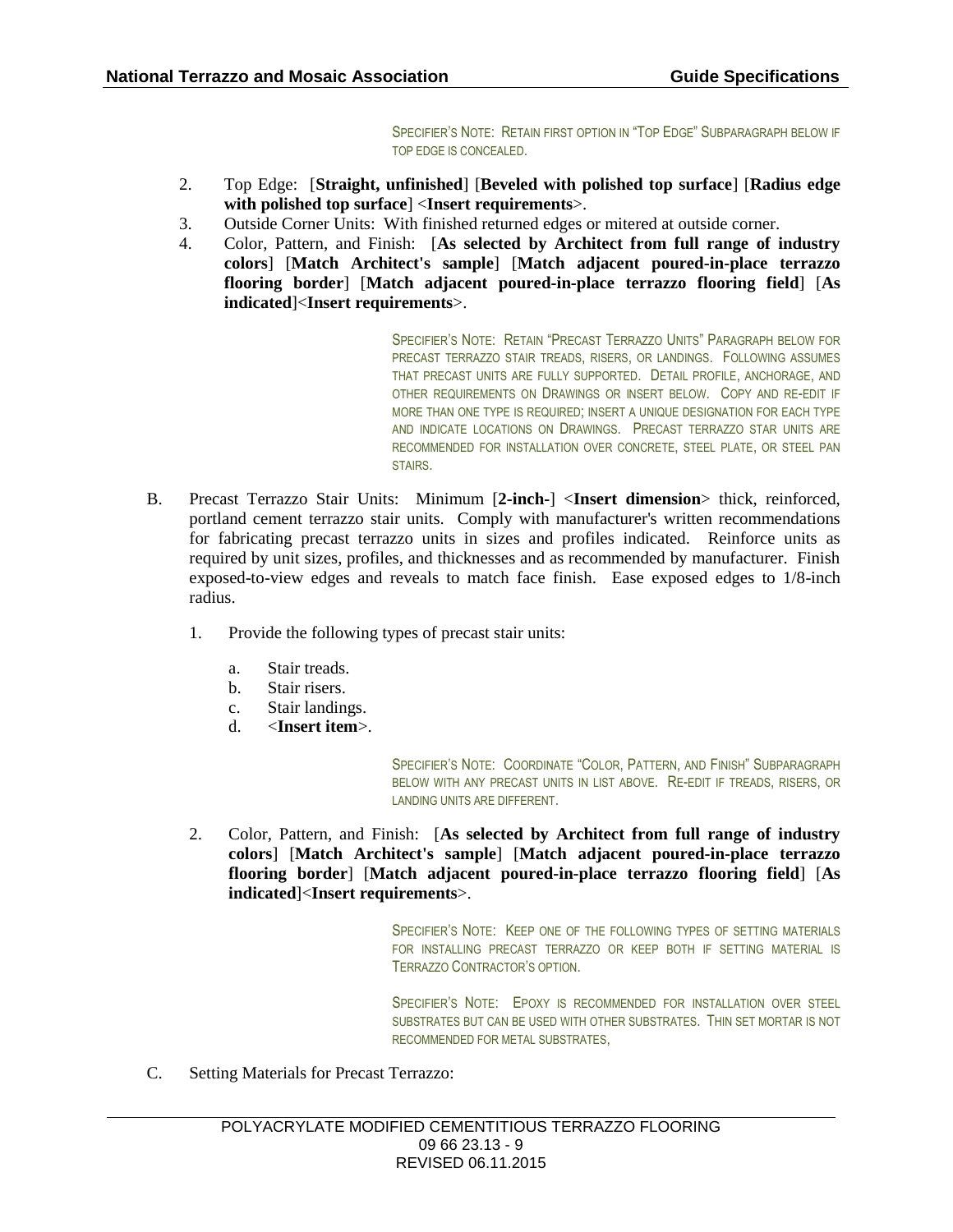SPECIFIER'S NOTE: RETAIN FIRST OPTION IN "TOP EDGE" SUBPARAGRAPH BELOW IF TOP EDGE IS CONCEALED.

2. Top Edge: [**Straight, unfinished**] [**Beveled with polished top surface**] [**Radius edge with polished top surface**] <**Insert requirements**>.
3. Outside Corner Units: With finished returned edges or mitered at outside corner.
4. Color, Pattern, and Finish: [**As selected by Architect from full range of industry colors**] [**Match Architect's sample**] [**Match adjacent poured-in-place terrazzo flooring border**] [**Match adjacent poured-in-place terrazzo flooring field**] [**As indicated**]<**Insert requirements**>.

SPECIFIER'S NOTE: RETAIN "PRECAST TERRAZZO UNITS" PARAGRAPH BELOW FOR PRECAST TERRAZZO STAIR TREADS, RISERS, OR LANDINGS. FOLLOWING ASSUMES THAT PRECAST UNITS ARE FULLY SUPPORTED. DETAIL PROFILE, ANCHORAGE, AND OTHER REQUIREMENTS ON DRAWINGS OR INSERT BELOW. COPY AND RE-EDIT IF MORE THAN ONE TYPE IS REQUIRED; INSERT A UNIQUE DESIGNATION FOR EACH TYPE AND INDICATE LOCATIONS ON DRAWINGS. PRECAST TERRAZZO STAR UNITS ARE RECOMMENDED FOR INSTALLATION OVER CONCRETE, STEEL PLATE, OR STEEL PAN STAIRS.

B. Precast Terrazzo Stair Units: Minimum [**2-inch-**] <**Insert dimension**> thick, reinforced, portland cement terrazzo stair units. Comply with manufacturer's written recommendations for fabricating precast terrazzo units in sizes and profiles indicated. Reinforce units as required by unit sizes, profiles, and thicknesses and as recommended by manufacturer. Finish exposed-to-view edges and reveals to match face finish. Ease exposed edges to 1/8-inch radius.

   1. Provide the following types of precast stair units:

      a. Stair treads.
      b. Stair risers.
      c. Stair landings.
      d. <**Insert item**>.

SPECIFIER'S NOTE: COORDINATE "COLOR, PATTERN, AND FINISH" SUBPARAGRAPH BELOW WITH ANY PRECAST UNITS IN LIST ABOVE. RE-EDIT IF TREADS, RISERS, OR LANDING UNITS ARE DIFFERENT.

   2. Color, Pattern, and Finish: [**As selected by Architect from full range of industry colors**] [**Match Architect's sample**] [**Match adjacent poured-in-place terrazzo flooring border**] [**Match adjacent poured-in-place terrazzo flooring field**] [**As indicated**]<**Insert requirements**>.

SPECIFIER'S NOTE: KEEP ONE OF THE FOLLOWING TYPES OF SETTING MATERIALS FOR INSTALLING PRECAST TERRAZZO OR KEEP BOTH IF SETTING MATERIAL IS TERRAZZO CONTRACTOR'S OPTION.

SPECIFIER'S NOTE: EPOXY IS RECOMMENDED FOR INSTALLATION OVER STEEL SUBSTRATES BUT CAN BE USED WITH OTHER SUBSTRATES. THIN SET MORTAR IS NOT RECOMMENDED FOR METAL SUBSTRATES,

C. Setting Materials for Precast Terrazzo: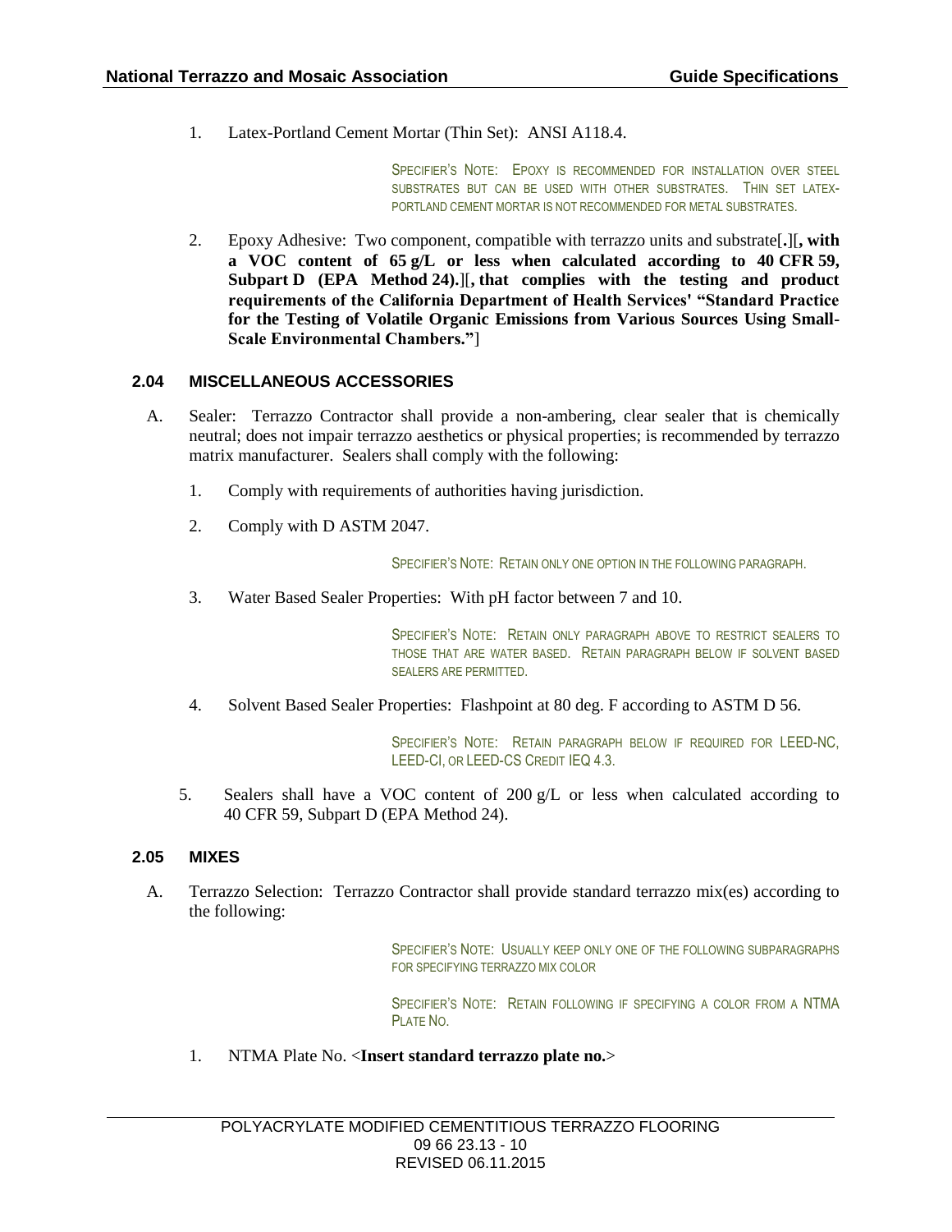1. Latex-Portland Cement Mortar (Thin Set): ANSI A118.4.

SPECIFIER'S NOTE: EPOXY IS RECOMMENDED FOR INSTALLATION OVER STEEL SUBSTRATES BUT CAN BE USED WITH OTHER SUBSTRATES. THIN SET LATEX-PORTLAND CEMENT MORTAR IS NOT RECOMMENDED FOR METAL SUBSTRATES.

2. Epoxy Adhesive: Two component, compatible with terrazzo units and substrate[**.**][**, with a VOC content of 65 g/L or less when calculated according to 40 CFR 59, Subpart D (EPA Method 24).**][**, that complies with the testing and product requirements of the California Department of Health Services' "Standard Practice for the Testing of Volatile Organic Emissions from Various Sources Using Small-Scale Environmental Chambers."**]

### 2.04 MISCELLANEOUS ACCESSORIES

A. Sealer: Terrazzo Contractor shall provide a non-ambering, clear sealer that is chemically neutral; does not impair terrazzo aesthetics or physical properties; is recommended by terrazzo matrix manufacturer. Sealers shall comply with the following:

1. Comply with requirements of authorities having jurisdiction.

2. Comply with D ASTM 2047.

SPECIFIER'S NOTE: RETAIN ONLY ONE OPTION IN THE FOLLOWING PARAGRAPH.

3. Water Based Sealer Properties: With pH factor between 7 and 10.

SPECIFIER'S NOTE: RETAIN ONLY PARAGRAPH ABOVE TO RESTRICT SEALERS TO THOSE THAT ARE WATER BASED. RETAIN PARAGRAPH BELOW IF SOLVENT BASED SEALERS ARE PERMITTED.

4. Solvent Based Sealer Properties: Flashpoint at 80 deg. F according to ASTM D 56.

SPECIFIER'S NOTE: RETAIN PARAGRAPH BELOW IF REQUIRED FOR LEED-NC, LEED-CI, OR LEED-CS CREDIT IEQ 4.3.

5. Sealers shall have a VOC content of 200 g/L or less when calculated according to 40 CFR 59, Subpart D (EPA Method 24).

### 2.05 MIXES

A. Terrazzo Selection: Terrazzo Contractor shall provide standard terrazzo mix(es) according to the following:

SPECIFIER'S NOTE: USUALLY KEEP ONLY ONE OF THE FOLLOWING SUBPARAGRAPHS FOR SPECIFYING TERRAZZO MIX COLOR

SPECIFIER'S NOTE: RETAIN FOLLOWING IF SPECIFYING A COLOR FROM A NTMA PLATE NO.

1. NTMA Plate No. <**Insert standard terrazzo plate no.**>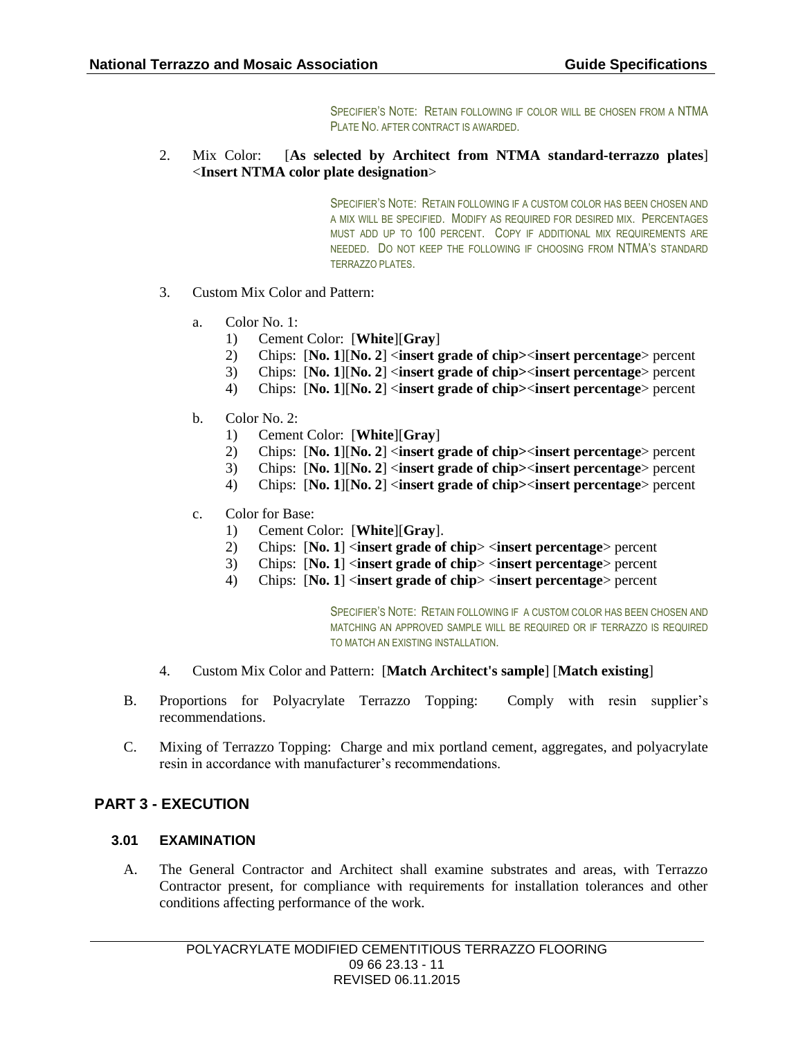SPECIFIER'S NOTE: RETAIN FOLLOWING IF COLOR WILL BE CHOSEN FROM A NTMA PLATE NO. AFTER CONTRACT IS AWARDED.

2. Mix Color: [**As selected by Architect from NTMA standard-terrazzo plates**] <**Insert NTMA color plate designation**>

SPECIFIER'S NOTE: RETAIN FOLLOWING IF A CUSTOM COLOR HAS BEEN CHOSEN AND A MIX WILL BE SPECIFIED. MODIFY AS REQUIRED FOR DESIRED MIX. PERCENTAGES MUST ADD UP TO 100 PERCENT. COPY IF ADDITIONAL MIX REQUIREMENTS ARE NEEDED. DO NOT KEEP THE FOLLOWING IF CHOOSING FROM NTMA'S STANDARD TERRAZZO PLATES.

3. Custom Mix Color and Pattern:

   a. Color No. 1:
      1) Cement Color: [**White**][**Gray**]
      2) Chips: [**No. 1**][**No. 2**] <**insert grade of chip**><**insert percentage**> percent
      3) Chips: [**No. 1**][**No. 2**] <**insert grade of chip**><**insert percentage**> percent
      4) Chips: [**No. 1**][**No. 2**] <**insert grade of chip**><**insert percentage**> percent

   b. Color No. 2:
      1) Cement Color: [**White**][**Gray**]
      2) Chips: [**No. 1**][**No. 2**] <**insert grade of chip**><**insert percentage**> percent
      3) Chips: [**No. 1**][**No. 2**] <**insert grade of chip**><**insert percentage**> percent
      4) Chips: [**No. 1**][**No. 2**] <**insert grade of chip**><**insert percentage**> percent

   c. Color for Base:
      1) Cement Color: [**White**][**Gray**].
      2) Chips: [**No. 1**] <**insert grade of chip**> <**insert percentage**> percent
      3) Chips: [**No. 1**] <**insert grade of chip**> <**insert percentage**> percent
      4) Chips: [**No. 1**] <**insert grade of chip**> <**insert percentage**> percent

SPECIFIER'S NOTE: RETAIN FOLLOWING IF A CUSTOM COLOR HAS BEEN CHOSEN AND MATCHING AN APPROVED SAMPLE WILL BE REQUIRED OR IF TERRAZZO IS REQUIRED TO MATCH AN EXISTING INSTALLATION.

4. Custom Mix Color and Pattern: [**Match Architect's sample**] [**Match existing**]

B. Proportions for Polyacrylate Terrazzo Topping: Comply with resin supplier's recommendations.

C. Mixing of Terrazzo Topping: Charge and mix portland cement, aggregates, and polyacrylate resin in accordance with manufacturer's recommendations.

## PART 3 - EXECUTION

### 3.01 EXAMINATION

A. The General Contractor and Architect shall examine substrates and areas, with Terrazzo Contractor present, for compliance with requirements for installation tolerances and other conditions affecting performance of the work.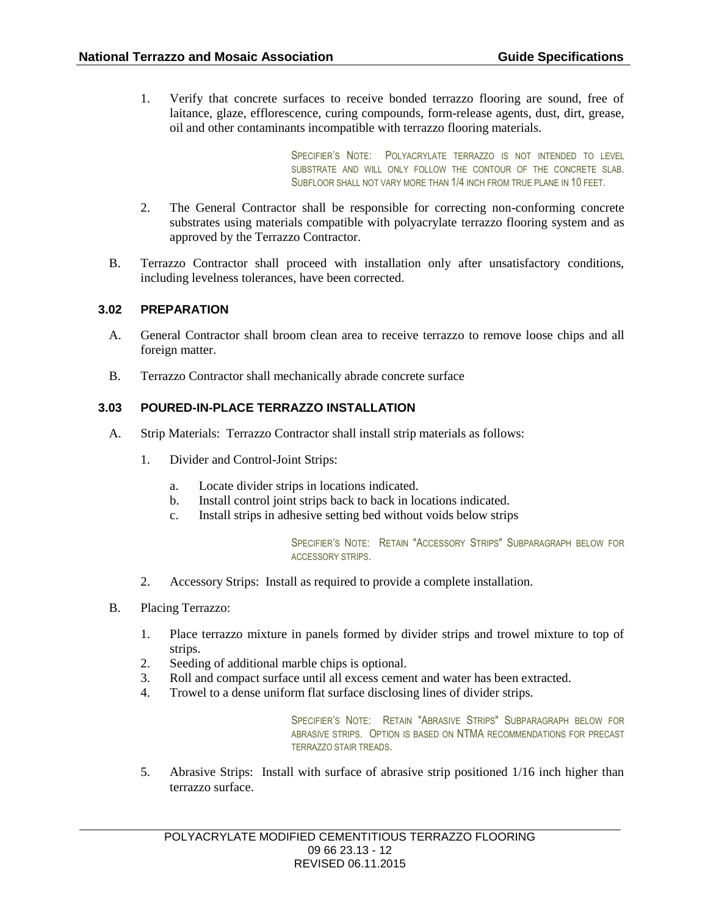1. Verify that concrete surfaces to receive bonded terrazzo flooring are sound, free of laitance, glaze, efflorescence, curing compounds, form-release agents, dust, dirt, grease, oil and other contaminants incompatible with terrazzo flooring materials.

    SPECIFIER'S NOTE: POLYACRYLATE TERRAZZO IS NOT INTENDED TO LEVEL SUBSTRATE AND WILL ONLY FOLLOW THE CONTOUR OF THE CONCRETE SLAB. SUBFLOOR SHALL NOT VARY MORE THAN 1/4 INCH FROM TRUE PLANE IN 10 FEET.

2. The General Contractor shall be responsible for correcting non-conforming concrete substrates using materials compatible with polyacrylate terrazzo flooring system and as approved by the Terrazzo Contractor.

B. Terrazzo Contractor shall proceed with installation only after unsatisfactory conditions, including levelness tolerances, have been corrected.

### 3.02 PREPARATION

A. General Contractor shall broom clean area to receive terrazzo to remove loose chips and all foreign matter.

B. Terrazzo Contractor shall mechanically abrade concrete surface

### 3.03 POURED-IN-PLACE TERRAZZO INSTALLATION

A. Strip Materials: Terrazzo Contractor shall install strip materials as follows:

1. Divider and Control-Joint Strips:

    a. Locate divider strips in locations indicated.
    b. Install control joint strips back to back in locations indicated.
    c. Install strips in adhesive setting bed without voids below strips

    SPECIFIER'S NOTE: RETAIN "ACCESSORY STRIPS" SUBPARAGRAPH BELOW FOR ACCESSORY STRIPS.

2. Accessory Strips: Install as required to provide a complete installation.

B. Placing Terrazzo:

1. Place terrazzo mixture in panels formed by divider strips and trowel mixture to top of strips.
2. Seeding of additional marble chips is optional.
3. Roll and compact surface until all excess cement and water has been extracted.
4. Trowel to a dense uniform flat surface disclosing lines of divider strips.

    SPECIFIER'S NOTE: RETAIN "ABRASIVE STRIPS" SUBPARAGRAPH BELOW FOR ABRASIVE STRIPS. OPTION IS BASED ON NTMA RECOMMENDATIONS FOR PRECAST TERRAZZO STAIR TREADS.

5. Abrasive Strips: Install with surface of abrasive strip positioned 1/16 inch higher than terrazzo surface.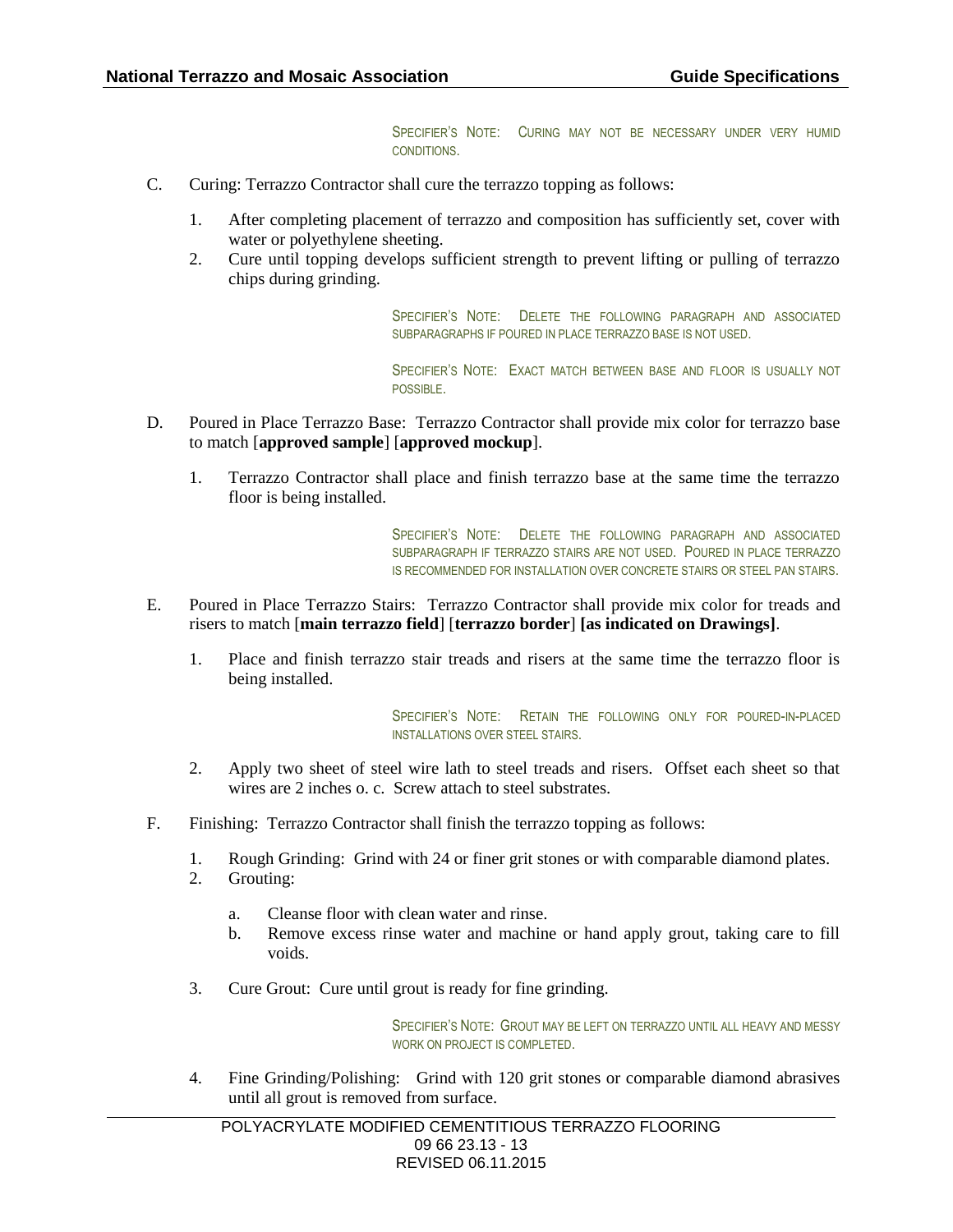SPECIFIER'S NOTE: CURING MAY NOT BE NECESSARY UNDER VERY HUMID CONDITIONS.

C. Curing: Terrazzo Contractor shall cure the terrazzo topping as follows:

1. After completing placement of terrazzo and composition has sufficiently set, cover with water or polyethylene sheeting.
2. Cure until topping develops sufficient strength to prevent lifting or pulling of terrazzo chips during grinding.

SPECIFIER'S NOTE: DELETE THE FOLLOWING PARAGRAPH AND ASSOCIATED SUBPARAGRAPHS IF POURED IN PLACE TERRAZZO BASE IS NOT USED.

SPECIFIER'S NOTE: EXACT MATCH BETWEEN BASE AND FLOOR IS USUALLY NOT POSSIBLE.

D. Poured in Place Terrazzo Base: Terrazzo Contractor shall provide mix color for terrazzo base to match [**approved sample**] [**approved mockup**].

1. Terrazzo Contractor shall place and finish terrazzo base at the same time the terrazzo floor is being installed.

SPECIFIER'S NOTE: DELETE THE FOLLOWING PARAGRAPH AND ASSOCIATED SUBPARAGRAPH IF TERRAZZO STAIRS ARE NOT USED. POURED IN PLACE TERRAZZO IS RECOMMENDED FOR INSTALLATION OVER CONCRETE STAIRS OR STEEL PAN STAIRS.

E. Poured in Place Terrazzo Stairs: Terrazzo Contractor shall provide mix color for treads and risers to match [**main terrazzo field**] [**terrazzo border**] **[as indicated on Drawings]**.

1. Place and finish terrazzo stair treads and risers at the same time the terrazzo floor is being installed.

SPECIFIER'S NOTE: RETAIN THE FOLLOWING ONLY FOR POURED-IN-PLACED INSTALLATIONS OVER STEEL STAIRS.

2. Apply two sheet of steel wire lath to steel treads and risers. Offset each sheet so that wires are 2 inches o. c. Screw attach to steel substrates.

F. Finishing: Terrazzo Contractor shall finish the terrazzo topping as follows:

1. Rough Grinding: Grind with 24 or finer grit stones or with comparable diamond plates.
2. Grouting:
   a. Cleanse floor with clean water and rinse.
   b. Remove excess rinse water and machine or hand apply grout, taking care to fill voids.
3. Cure Grout: Cure until grout is ready for fine grinding.

SPECIFIER'S NOTE: GROUT MAY BE LEFT ON TERRAZZO UNTIL ALL HEAVY AND MESSY WORK ON PROJECT IS COMPLETED.

4. Fine Grinding/Polishing: Grind with 120 grit stones or comparable diamond abrasives until all grout is removed from surface.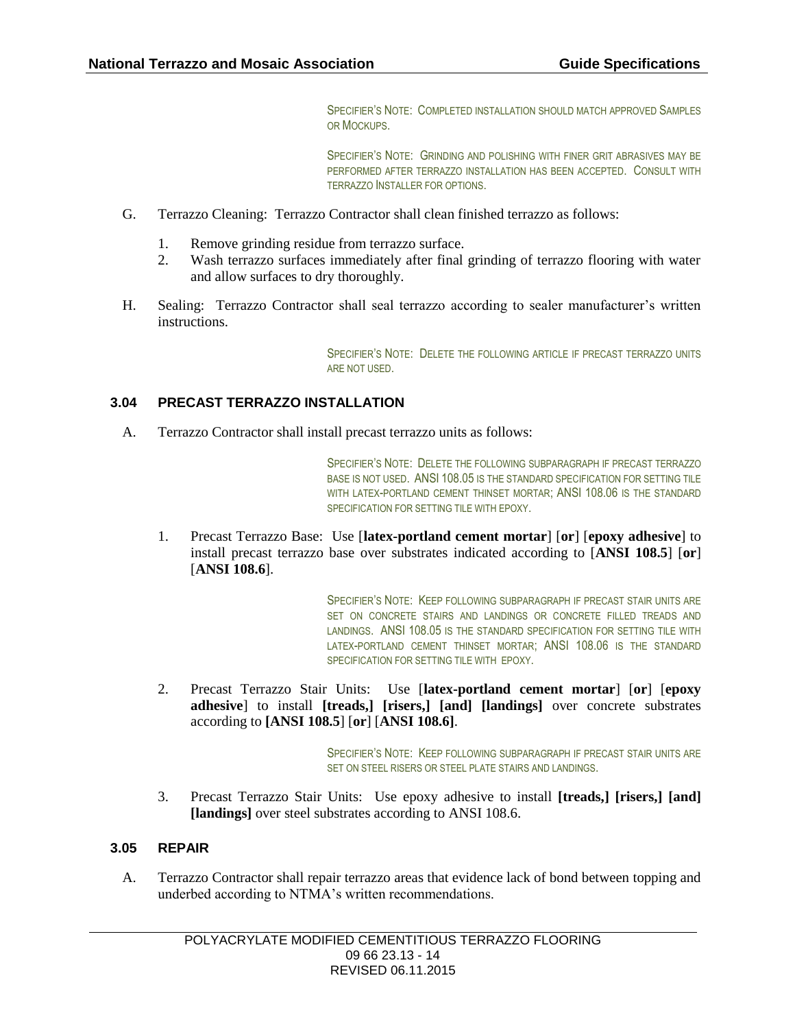SPECIFIER'S NOTE: COMPLETED INSTALLATION SHOULD MATCH APPROVED SAMPLES OR MOCKUPS.

SPECIFIER'S NOTE: GRINDING AND POLISHING WITH FINER GRIT ABRASIVES MAY BE PERFORMED AFTER TERRAZZO INSTALLATION HAS BEEN ACCEPTED. CONSULT WITH TERRAZZO INSTALLER FOR OPTIONS.

G. Terrazzo Cleaning: Terrazzo Contractor shall clean finished terrazzo as follows:

1. Remove grinding residue from terrazzo surface.
2. Wash terrazzo surfaces immediately after final grinding of terrazzo flooring with water and allow surfaces to dry thoroughly.

H. Sealing: Terrazzo Contractor shall seal terrazzo according to sealer manufacturer's written instructions.

SPECIFIER'S NOTE: DELETE THE FOLLOWING ARTICLE IF PRECAST TERRAZZO UNITS ARE NOT USED.

### 3.04 PRECAST TERRAZZO INSTALLATION

A. Terrazzo Contractor shall install precast terrazzo units as follows:

SPECIFIER'S NOTE: DELETE THE FOLLOWING SUBPARAGRAPH IF PRECAST TERRAZZO BASE IS NOT USED. ANSI 108.05 IS THE STANDARD SPECIFICATION FOR SETTING TILE WITH LATEX-PORTLAND CEMENT THINSET MORTAR; ANSI 108.06 IS THE STANDARD SPECIFICATION FOR SETTING TILE WITH EPOXY.

1. Precast Terrazzo Base: Use [**latex-portland cement mortar**] [**or**] [**epoxy adhesive**] to install precast terrazzo base over substrates indicated according to [**ANSI 108.5**] [**or**] [**ANSI 108.6**].

SPECIFIER'S NOTE: KEEP FOLLOWING SUBPARAGRAPH IF PRECAST STAIR UNITS ARE SET ON CONCRETE STAIRS AND LANDINGS OR CONCRETE FILLED TREADS AND LANDINGS. ANSI 108.05 IS THE STANDARD SPECIFICATION FOR SETTING TILE WITH LATEX-PORTLAND CEMENT THINSET MORTAR; ANSI 108.06 IS THE STANDARD SPECIFICATION FOR SETTING TILE WITH EPOXY.

2. Precast Terrazzo Stair Units: Use [**latex-portland cement mortar**] [**or**] [**epoxy adhesive**] to install **[treads,] [risers,] [and] [landings]** over concrete substrates according to **[ANSI 108.5**] [**or**] [**ANSI 108.6]**.

SPECIFIER'S NOTE: KEEP FOLLOWING SUBPARAGRAPH IF PRECAST STAIR UNITS ARE SET ON STEEL RISERS OR STEEL PLATE STAIRS AND LANDINGS.

3. Precast Terrazzo Stair Units: Use epoxy adhesive to install **[treads,] [risers,] [and] [landings]** over steel substrates according to ANSI 108.6.

### 3.05 REPAIR

A. Terrazzo Contractor shall repair terrazzo areas that evidence lack of bond between topping and underbed according to NTMA's written recommendations.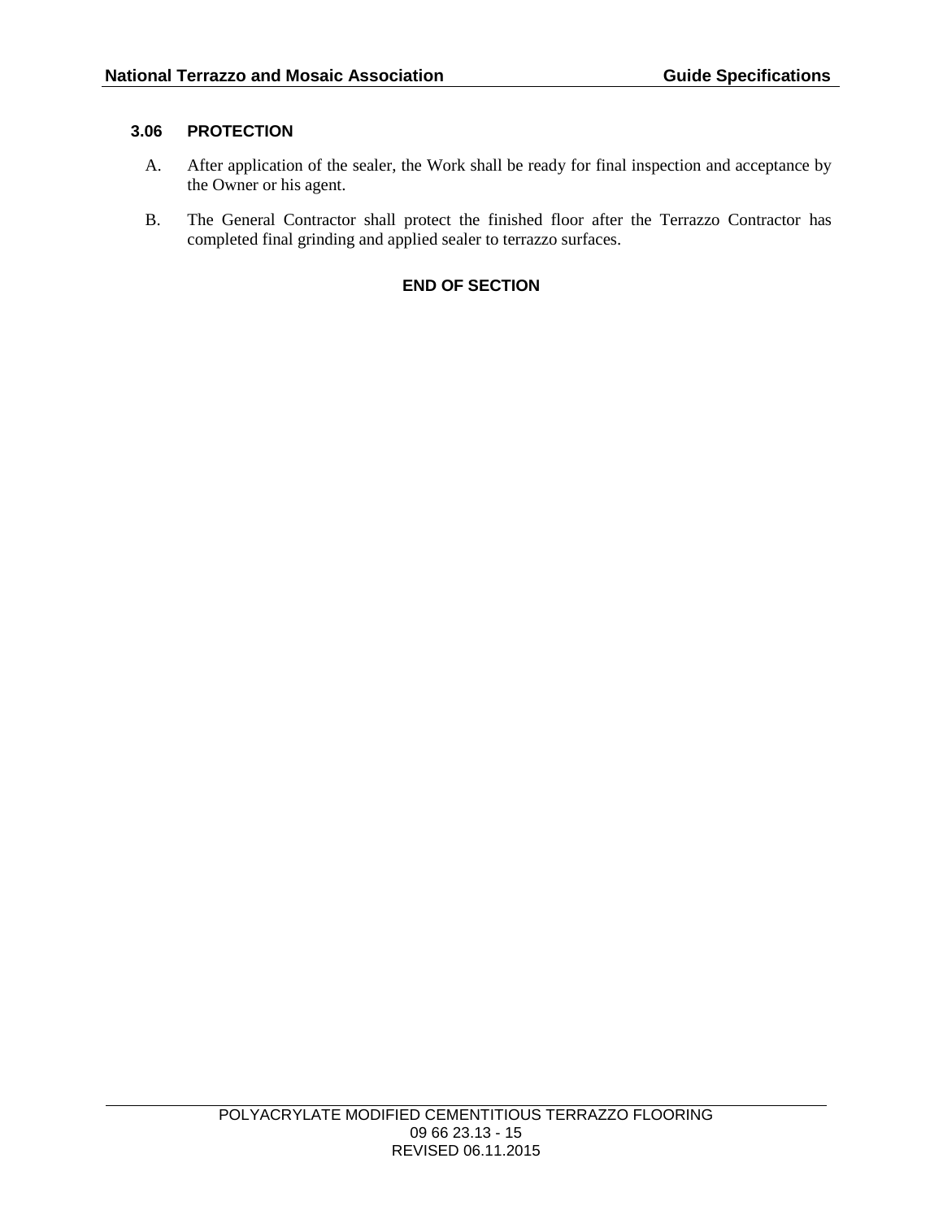### 3.06 PROTECTION

A. After application of the sealer, the Work shall be ready for final inspection and acceptance by the Owner or his agent.

B. The General Contractor shall protect the finished floor after the Terrazzo Contractor has completed final grinding and applied sealer to terrazzo surfaces.

**END OF SECTION**